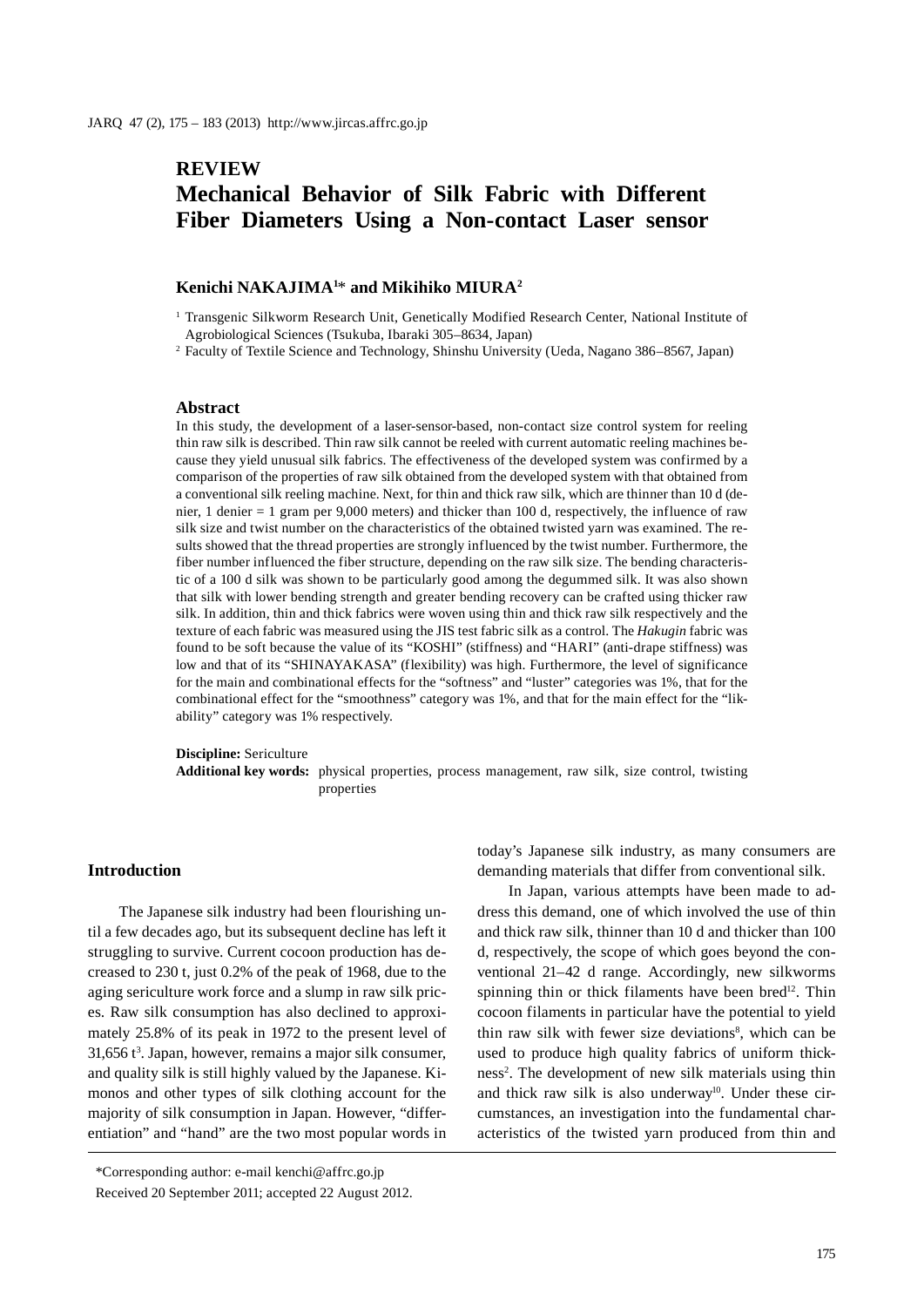**REVIEW**

# Mechanical Behavior of Silk Fabric with Different Fiber Diameters Using a Non-contact Laser sensor

**Kenichi NAKAJIMA[1]* and Mikihiko MIURA[2]**

[1] Transgenic Silkworm Research Unit, Genetically Modified Research Center, National Institute of Agrobiological Sciences (Tsukuba, Ibaraki 305–8634, Japan)

[2] Faculty of Textile Science and Technology, Shinshu University (Ueda, Nagano 386–8567, Japan)

## Abstract

In this study, the development of a laser-sensor-based, non-contact size control system for reeling thin raw silk is described. Thin raw silk cannot be reeled with current automatic reeling machines because they yield unusual silk fabrics. The effectiveness of the developed system was confirmed by a comparison of the properties of raw silk obtained from the developed system with that obtained from a conventional silk reeling machine. Next, for thin and thick raw silk, which are thinner than 10 d (denier, 1 denier = 1 gram per 9,000 meters) and thicker than 100 d, respectively, the influence of raw silk size and twist number on the characteristics of the obtained twisted yarn was examined. The results showed that the thread properties are strongly influenced by the twist number. Furthermore, the fiber number influenced the fiber structure, depending on the raw silk size. The bending characteristic of a 100 d silk was shown to be particularly good among the degummed silk. It was also shown that silk with lower bending strength and greater bending recovery can be crafted using thicker raw silk. In addition, thin and thick fabrics were woven using thin and thick raw silk respectively and the texture of each fabric was measured using the JIS test fabric silk as a control. The *Hakugin* fabric was found to be soft because the value of its "KOSHI" (stiffness) and "HARI" (anti-drape stiffness) was low and that of its "SHINAYAKASA" (flexibility) was high. Furthermore, the level of significance for the main and combinational effects for the "softness" and "luster" categories was 1%, that for the combinational effect for the "smoothness" category was 1%, and that for the main effect for the "likability" category was 1% respectively.

**Discipline:** Sericulture

**Additional key words:** physical properties, process management, raw silk, size control, twisting properties

## Introduction

The Japanese silk industry had been flourishing until a few decades ago, but its subsequent decline has left it struggling to survive. Current cocoon production has decreased to 230 t, just 0.2% of the peak of 1968, due to the aging sericulture work force and a slump in raw silk prices. Raw silk consumption has also declined to approximately 25.8% of its peak in 1972 to the present level of 31,656 t[3]. Japan, however, remains a major silk consumer, and quality silk is still highly valued by the Japanese. Kimonos and other types of silk clothing account for the majority of silk consumption in Japan. However, "differentiation" and "hand" are the two most popular words in today's Japanese silk industry, as many consumers are demanding materials that differ from conventional silk.

In Japan, various attempts have been made to address this demand, one of which involved the use of thin and thick raw silk, thinner than 10 d and thicker than 100 d, respectively, the scope of which goes beyond the conventional 21–42 d range. Accordingly, new silkworms spinning thin or thick filaments have been bred[12]. Thin cocoon filaments in particular have the potential to yield thin raw silk with fewer size deviations[8], which can be used to produce high quality fabrics of uniform thickness[2]. The development of new silk materials using thin and thick raw silk is also underway[10]. Under these circumstances, an investigation into the fundamental characteristics of the twisted yarn produced from thin and

*Corresponding author: e-mail kenchi@affrc.go.jp

Received 20 September 2011; accepted 22 August 2012.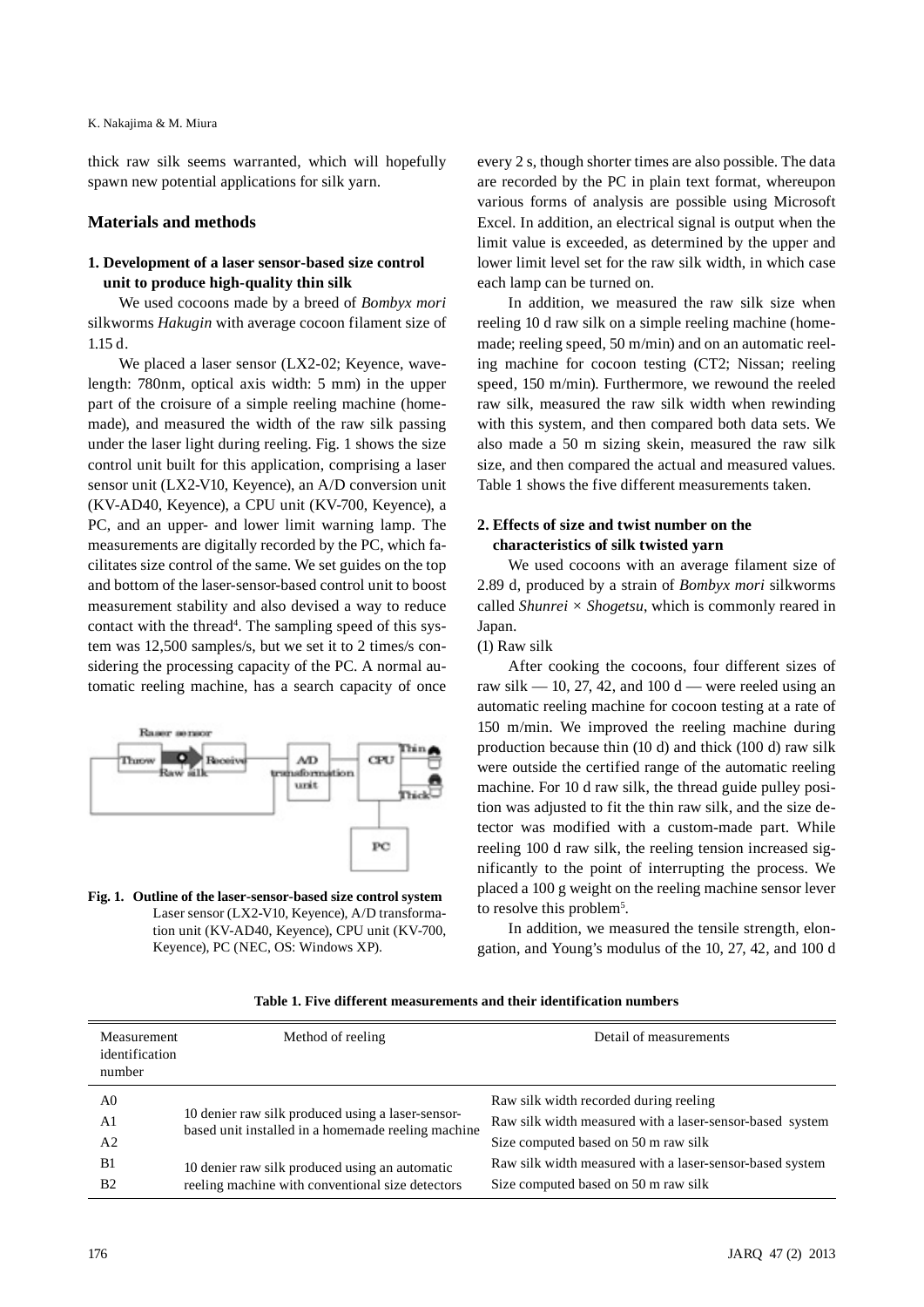thick raw silk seems warranted, which will hopefully spawn new potential applications for silk yarn.

## Materials and methods

### 1. Development of a laser sensor-based size control unit to produce high-quality thin silk

We used cocoons made by a breed of *Bombyx mori* silkworms *Hakugin* with average cocoon filament size of 1.15 d.

We placed a laser sensor (LX2-02; Keyence, wavelength: 780nm, optical axis width: 5 mm) in the upper part of the croisure of a simple reeling machine (homemade), and measured the width of the raw silk passing under the laser light during reeling. Fig. 1 shows the size control unit built for this application, comprising a laser sensor unit (LX2-V10, Keyence), an A/D conversion unit (KV-AD40, Keyence), a CPU unit (KV-700, Keyence), a PC, and an upper- and lower limit warning lamp. The measurements are digitally recorded by the PC, which facilitates size control of the same. We set guides on the top and bottom of the laser-sensor-based control unit to boost measurement stability and also devised a way to reduce contact with the thread[4]. The sampling speed of this system was 12,500 samples/s, but we set it to 2 times/s considering the processing capacity of the PC. A normal automatic reeling machine, has a search capacity of once every 2 s, though shorter times are also possible. The data are recorded by the PC in plain text format, whereupon various forms of analysis are possible using Microsoft Excel. In addition, an electrical signal is output when the limit value is exceeded, as determined by the upper and lower limit level set for the raw silk width, in which case each lamp can be turned on.

**Fig. 1. Outline of the laser-sensor-based size control system**
Laser sensor (LX2-V10, Keyence), A/D transformation unit (KV-AD40, Keyence), CPU unit (KV-700, Keyence), PC (NEC, OS: Windows XP).

In addition, we measured the raw silk size when reeling 10 d raw silk on a simple reeling machine (homemade; reeling speed, 50 m/min) and on an automatic reeling machine for cocoon testing (CT2; Nissan; reeling speed, 150 m/min). Furthermore, we rewound the reeled raw silk, measured the raw silk width when rewinding with this system, and then compared both data sets. We also made a 50 m sizing skein, measured the raw silk size, and then compared the actual and measured values. Table 1 shows the five different measurements taken.

### 2. Effects of size and twist number on the characteristics of silk twisted yarn

We used cocoons with an average filament size of 2.89 d, produced by a strain of *Bombyx mori* silkworms called *Shunrei* × *Shogetsu*, which is commonly reared in Japan.

(1) Raw silk

After cooking the cocoons, four different sizes of raw silk — 10, 27, 42, and 100 d — were reeled using an automatic reeling machine for cocoon testing at a rate of 150 m/min. We improved the reeling machine during production because thin (10 d) and thick (100 d) raw silk were outside the certified range of the automatic reeling machine. For 10 d raw silk, the thread guide pulley position was adjusted to fit the thin raw silk, and the size detector was modified with a custom-made part. While reeling 100 d raw silk, the reeling tension increased significantly to the point of interrupting the process. We placed a 100 g weight on the reeling machine sensor lever to resolve this problem[5].

In addition, we measured the tensile strength, elongation, and Young's modulus of the 10, 27, 42, and 100 d

**Table 1. Five different measurements and their identification numbers**

| Measurement identification number | Method of reeling | Detail of measurements |
|---|---|---|
| A0 | 10 denier raw silk produced using a laser-sensor-based unit installed in a homemade reeling machine | Raw silk width recorded during reeling |
| A1 | | Raw silk width measured with a laser-sensor-based system |
| A2 | | Size computed based on 50 m raw silk |
| B1 | 10 denier raw silk produced using an automatic reeling machine with conventional size detectors | Raw silk width measured with a laser-sensor-based system |
| B2 | | Size computed based on 50 m raw silk |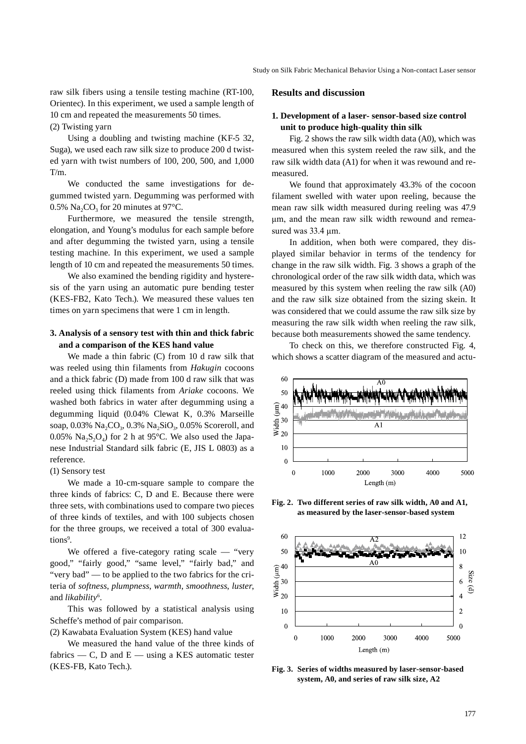raw silk fibers using a tensile testing machine (RT-100, Orientec). In this experiment, we used a sample length of 10 cm and repeated the measurements 50 times.

(2) Twisting yarn

Using a doubling and twisting machine (KF-5 32, Suga), we used each raw silk size to produce 200 d twisted yarn with twist numbers of 100, 200, 500, and 1,000 T/m.

We conducted the same investigations for degummed twisted yarn. Degumming was performed with 0.5% $Na_2CO_3$ for 20 minutes at 97°C.

Furthermore, we measured the tensile strength, elongation, and Young's modulus for each sample before and after degumming the twisted yarn, using a tensile testing machine. In this experiment, we used a sample length of 10 cm and repeated the measurements 50 times.

We also examined the bending rigidity and hysteresis of the yarn using an automatic pure bending tester (KES-FB2, Kato Tech.). We measured these values ten times on yarn specimens that were 1 cm in length.

### 3. Analysis of a sensory test with thin and thick fabric and a comparison of the KES hand value

We made a thin fabric (C) from 10 d raw silk that was reeled using thin filaments from *Hakugin* cocoons and a thick fabric (D) made from 100 d raw silk that was reeled using thick filaments from *Ariake* cocoons. We washed both fabrics in water after degumming using a degumming liquid (0.04% Clewat K, 0.3% Marseille soap, 0.03% $Na_2CO_3$, 0.3% $Na_2SiO_3$, 0.05% Scoreroll, and 0.05% $Na_2S_2O_4$) for 2 h at 95°C. We also used the Japanese Industrial Standard silk fabric (E, JIS L 0803) as a reference.

(1) Sensory test

We made a 10-cm-square sample to compare the three kinds of fabrics: C, D and E. Because there were three sets, with combinations used to compare two pieces of three kinds of textiles, and with 100 subjects chosen for the three groups, we received a total of 300 evaluations[9].

We offered a five-category rating scale — "very good," "fairly good," "same level," "fairly bad," and "very bad" — to be applied to the two fabrics for the criteria of *softness*, *plumpness*, *warmth*, *smoothness*, *luster*, and *likability*[6].

This was followed by a statistical analysis using Scheffe's method of pair comparison.

(2) Kawabata Evaluation System (KES) hand value

We measured the hand value of the three kinds of fabrics — C, D and E — using a KES automatic tester (KES-FB, Kato Tech.).

## Results and discussion

### 1. Development of a laser- sensor-based size control unit to produce high-quality thin silk

Fig. 2 shows the raw silk width data (A0), which was measured when this system reeled the raw silk, and the raw silk width data (A1) for when it was rewound and remeasured.

We found that approximately 43.3% of the cocoon filament swelled with water upon reeling, because the mean raw silk width measured during reeling was 47.9 μm, and the mean raw silk width rewound and remeasured was 33.4 μm.

In addition, when both were compared, they displayed similar behavior in terms of the tendency for change in the raw silk width. Fig. 3 shows a graph of the chronological order of the raw silk width data, which was measured by this system when reeling the raw silk (A0) and the raw silk size obtained from the sizing skein. It was considered that we could assume the raw silk size by measuring the raw silk width when reeling the raw silk, because both measurements showed the same tendency.

To check on this, we therefore constructed Fig. 4, which shows a scatter diagram of the measured and actu-

**Fig. 2. Two different series of raw silk width, A0 and A1, as measured by the laser-sensor-based system**

**Fig. 3. Series of widths measured by laser-sensor-based system, A0, and series of raw silk size, A2**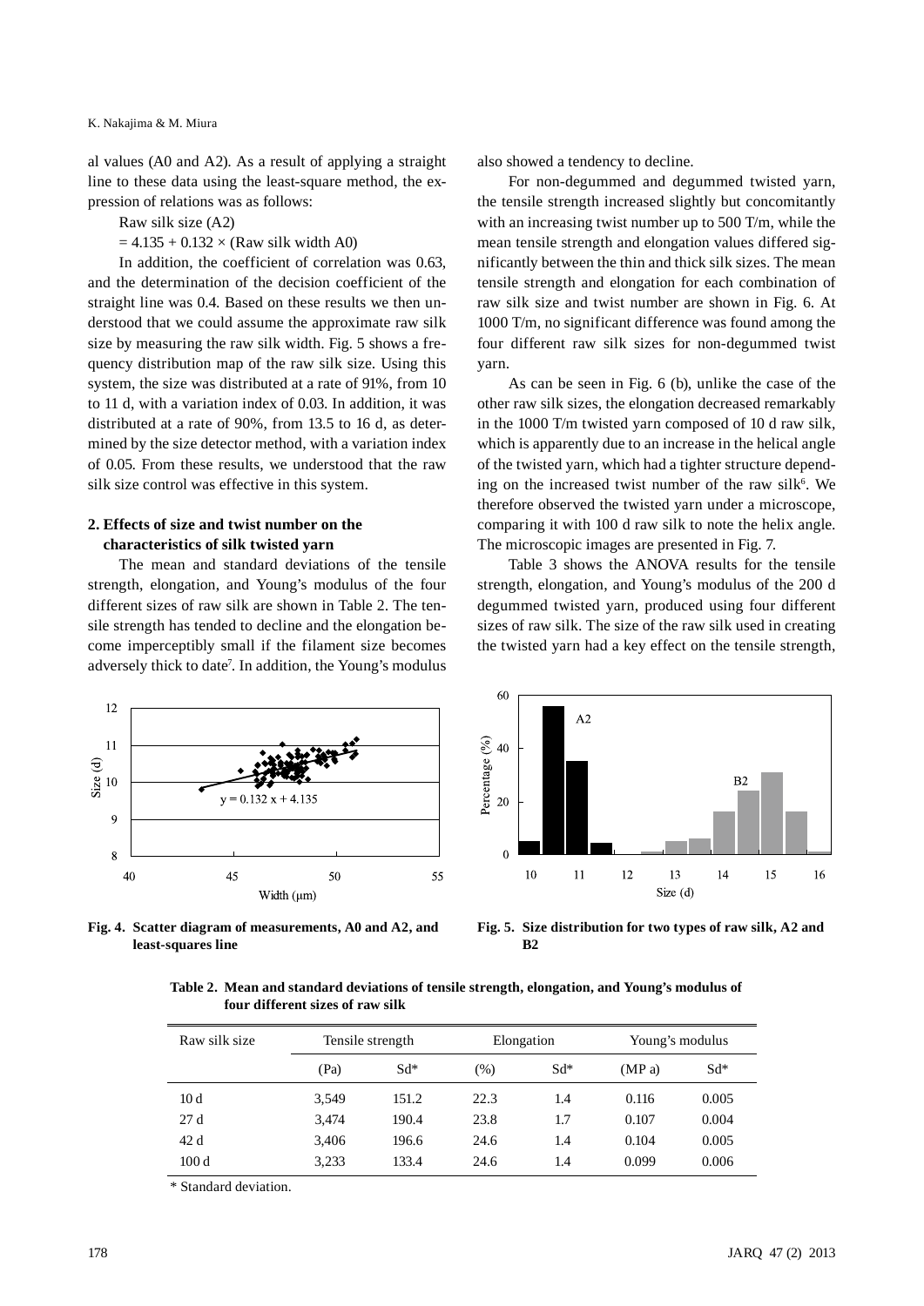al values (A0 and A2). As a result of applying a straight line to these data using the least-square method, the expression of relations was as follows:

Raw silk size (A2)

$= 4.135 + 0.132 \times$ (Raw silk width A0)

In addition, the coefficient of correlation was 0.63, and the determination of the decision coefficient of the straight line was 0.4. Based on these results we then understood that we could assume the approximate raw silk size by measuring the raw silk width. Fig. 5 shows a frequency distribution map of the raw silk size. Using this system, the size was distributed at a rate of 91%, from 10 to 11 d, with a variation index of 0.03. In addition, it was distributed at a rate of 90%, from 13.5 to 16 d, as determined by the size detector method, with a variation index of 0.05. From these results, we understood that the raw silk size control was effective in this system.

## 2. Effects of size and twist number on the characteristics of silk twisted yarn

The mean and standard deviations of the tensile strength, elongation, and Young's modulus of the four different sizes of raw silk are shown in Table 2. The tensile strength has tended to decline and the elongation become imperceptibly small if the filament size becomes adversely thick to date[7]. In addition, the Young's modulus also showed a tendency to decline.

For non-degummed and degummed twisted yarn, the tensile strength increased slightly but concomitantly with an increasing twist number up to 500 T/m, while the mean tensile strength and elongation values differed significantly between the thin and thick silk sizes. The mean tensile strength and elongation for each combination of raw silk size and twist number are shown in Fig. 6. At 1000 T/m, no significant difference was found among the four different raw silk sizes for non-degummed twist yarn.

As can be seen in Fig. 6 (b), unlike the case of the other raw silk sizes, the elongation decreased remarkably in the 1000 T/m twisted yarn composed of 10 d raw silk, which is apparently due to an increase in the helical angle of the twisted yarn, which had a tighter structure depending on the increased twist number of the raw silk[6]. We therefore observed the twisted yarn under a microscope, comparing it with 100 d raw silk to note the helix angle. The microscopic images are presented in Fig. 7.

Table 3 shows the ANOVA results for the tensile strength, elongation, and Young's modulus of the 200 d degummed twisted yarn, produced using four different sizes of raw silk. The size of the raw silk used in creating the twisted yarn had a key effect on the tensile strength,

**Fig. 4. Scatter diagram of measurements, A0 and A2, and least-squares line**

**Fig. 5. Size distribution for two types of raw silk, A2 and B2**

**Table 2. Mean and standard deviations of tensile strength, elongation, and Young's modulus of four different sizes of raw silk**

| Raw silk size | Tensile strength | | Elongation | | Young's modulus | |
|---|---|---|---|---|---|---|
| | (Pa) | Sd* | (%) | Sd* | (MP a) | Sd* |
| 10 d | 3,549 | 151.2 | 22.3 | 1.4 | 0.116 | 0.005 |
| 27 d | 3,474 | 190.4 | 23.8 | 1.7 | 0.107 | 0.004 |
| 42 d | 3,406 | 196.6 | 24.6 | 1.4 | 0.104 | 0.005 |
| 100 d | 3,233 | 133.4 | 24.6 | 1.4 | 0.099 | 0.006 |

\* Standard deviation.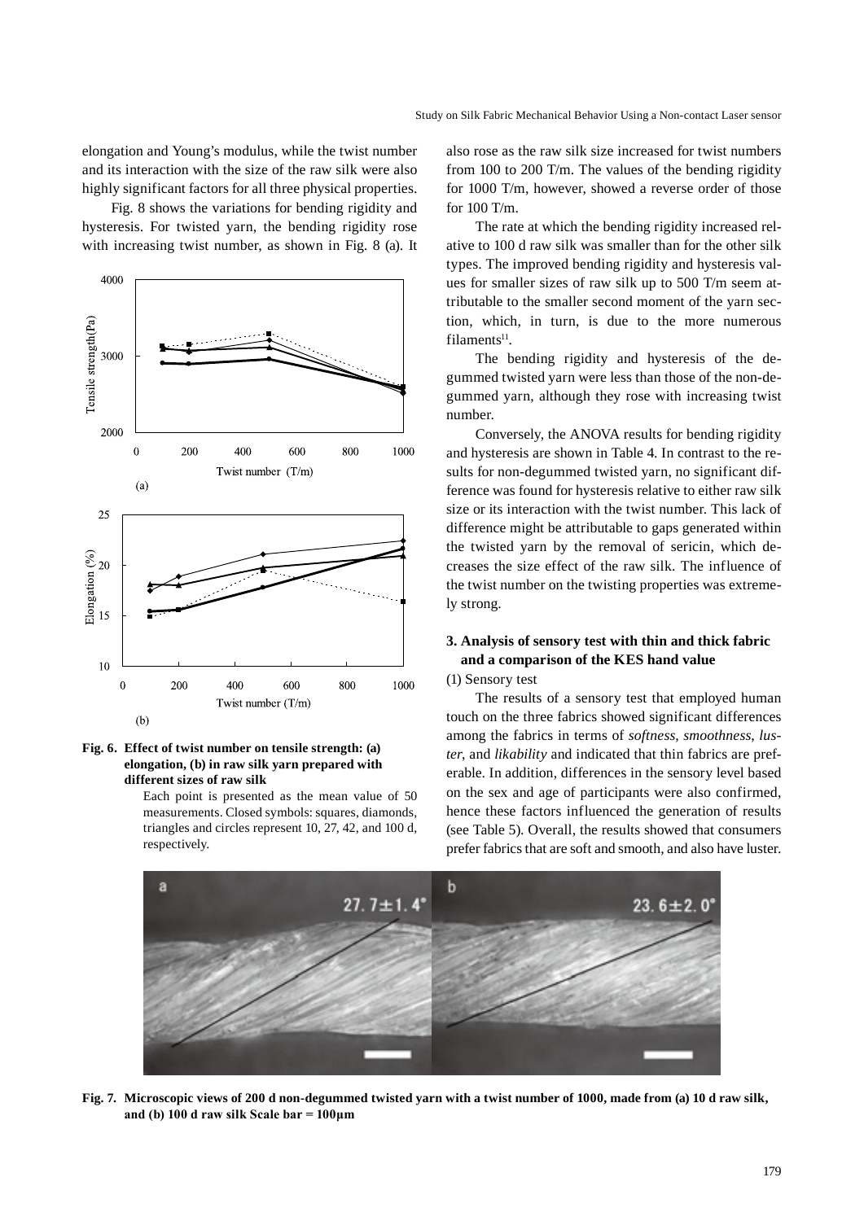elongation and Young's modulus, while the twist number and its interaction with the size of the raw silk were also highly significant factors for all three physical properties.

Fig. 8 shows the variations for bending rigidity and hysteresis. For twisted yarn, the bending rigidity rose with increasing twist number, as shown in Fig. 8 (a). It also rose as the raw silk size increased for twist numbers from 100 to 200 T/m. The values of the bending rigidity for 1000 T/m, however, showed a reverse order of those for 100 T/m.

**Fig. 6. Effect of twist number on tensile strength: (a) elongation, (b) in raw silk yarn prepared with different sizes of raw silk**

Each point is presented as the mean value of 50 measurements. Closed symbols: squares, diamonds, triangles and circles represent 10, 27, 42, and 100 d, respectively.

The rate at which the bending rigidity increased relative to 100 d raw silk was smaller than for the other silk types. The improved bending rigidity and hysteresis values for smaller sizes of raw silk up to 500 T/m seem attributable to the smaller second moment of the yarn section, which, in turn, is due to the more numerous filaments[11].

The bending rigidity and hysteresis of the degummed twisted yarn were less than those of the non-degummed yarn, although they rose with increasing twist number.

Conversely, the ANOVA results for bending rigidity and hysteresis are shown in Table 4. In contrast to the results for non-degummed twisted yarn, no significant difference was found for hysteresis relative to either raw silk size or its interaction with the twist number. This lack of difference might be attributable to gaps generated within the twisted yarn by the removal of sericin, which decreases the size effect of the raw silk. The influence of the twist number on the twisting properties was extremely strong.

### 3. Analysis of sensory test with thin and thick fabric and a comparison of the KES hand value

(1) Sensory test

The results of a sensory test that employed human touch on the three fabrics showed significant differences among the fabrics in terms of *softness*, *smoothness*, *luster*, and *likability* and indicated that thin fabrics are preferable. In addition, differences in the sensory level based on the sex and age of participants were also confirmed, hence these factors influenced the generation of results (see Table 5). Overall, the results showed that consumers prefer fabrics that are soft and smooth, and also have luster.

**Fig. 7. Microscopic views of 200 d non-degummed twisted yarn with a twist number of 1000, made from (a) 10 d raw silk, and (b) 100 d raw silk Scale bar = 100μm**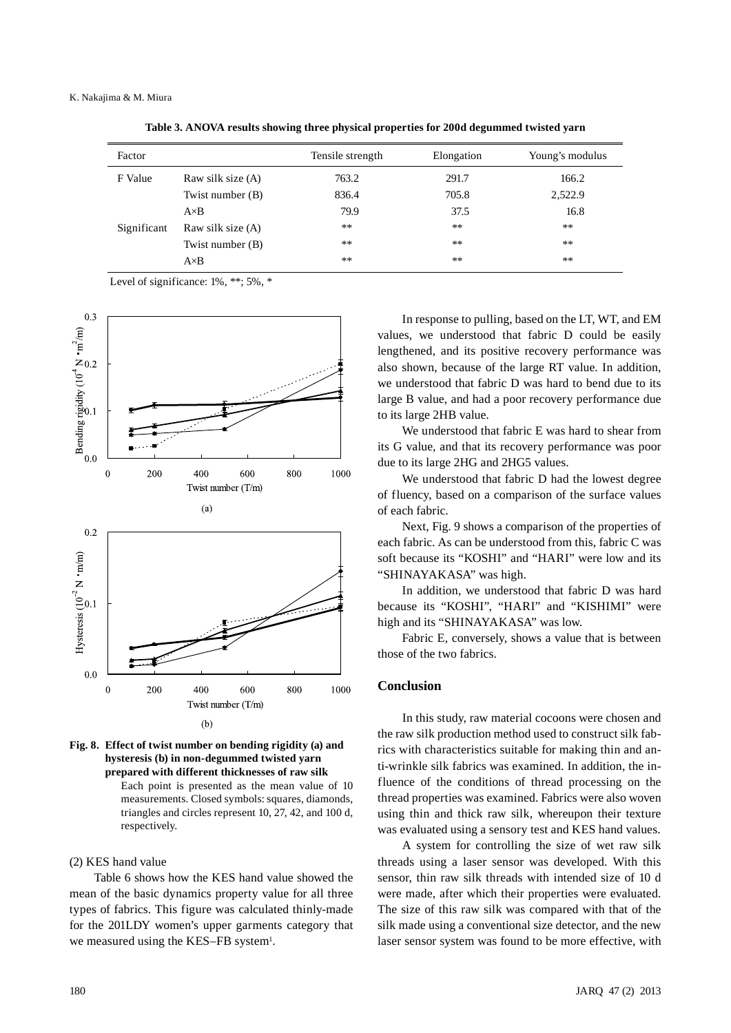**Table 3. ANOVA results showing three physical properties for 200d degummed twisted yarn**

| Factor | | Tensile strength | Elongation | Young's modulus |
|---|---|---|---|---|
| F Value | Raw silk size (A) | 763.2 | 291.7 | 166.2 |
| | Twist number (B) | 836.4 | 705.8 | 2,522.9 |
| | A×B | 79.9 | 37.5 | 16.8 |
| Significant | Raw silk size (A) | ** | ** | ** |
| | Twist number (B) | ** | ** | ** |
| | A×B | ** | ** | ** |

Level of significance: 1%, **; 5%, *

**Fig. 8. Effect of twist number on bending rigidity (a) and hysteresis (b) in non-degummed twisted yarn prepared with different thicknesses of raw silk**

Each point is presented as the mean value of 10 measurements. Closed symbols: squares, diamonds, triangles and circles represent 10, 27, 42, and 100 d, respectively.

(2) KES hand value

Table 6 shows how the KES hand value showed the mean of the basic dynamics property value for all three types of fabrics. This figure was calculated thinly-made for the 201LDY women's upper garments category that we measured using the KES–FB system[1].

In response to pulling, based on the LT, WT, and EM values, we understood that fabric D could be easily lengthened, and its positive recovery performance was also shown, because of the large RT value. In addition, we understood that fabric D was hard to bend due to its large B value, and had a poor recovery performance due to its large 2HB value.

We understood that fabric E was hard to shear from its G value, and that its recovery performance was poor due to its large 2HG and 2HG5 values.

We understood that fabric D had the lowest degree of fluency, based on a comparison of the surface values of each fabric.

Next, Fig. 9 shows a comparison of the properties of each fabric. As can be understood from this, fabric C was soft because its "KOSHI" and "HARI" were low and its "SHINAYAKASA" was high.

In addition, we understood that fabric D was hard because its "KOSHI", "HARI" and "KISHIMI" were high and its "SHINAYAKASA" was low.

Fabric E, conversely, shows a value that is between those of the two fabrics.

## Conclusion

In this study, raw material cocoons were chosen and the raw silk production method used to construct silk fabrics with characteristics suitable for making thin and anti-wrinkle silk fabrics was examined. In addition, the influence of the conditions of thread processing on the thread properties was examined. Fabrics were also woven using thin and thick raw silk, whereupon their texture was evaluated using a sensory test and KES hand values.

A system for controlling the size of wet raw silk threads using a laser sensor was developed. With this sensor, thin raw silk threads with intended size of 10 d were made, after which their properties were evaluated. The size of this raw silk was compared with that of the silk made using a conventional size detector, and the new laser sensor system was found to be more effective, with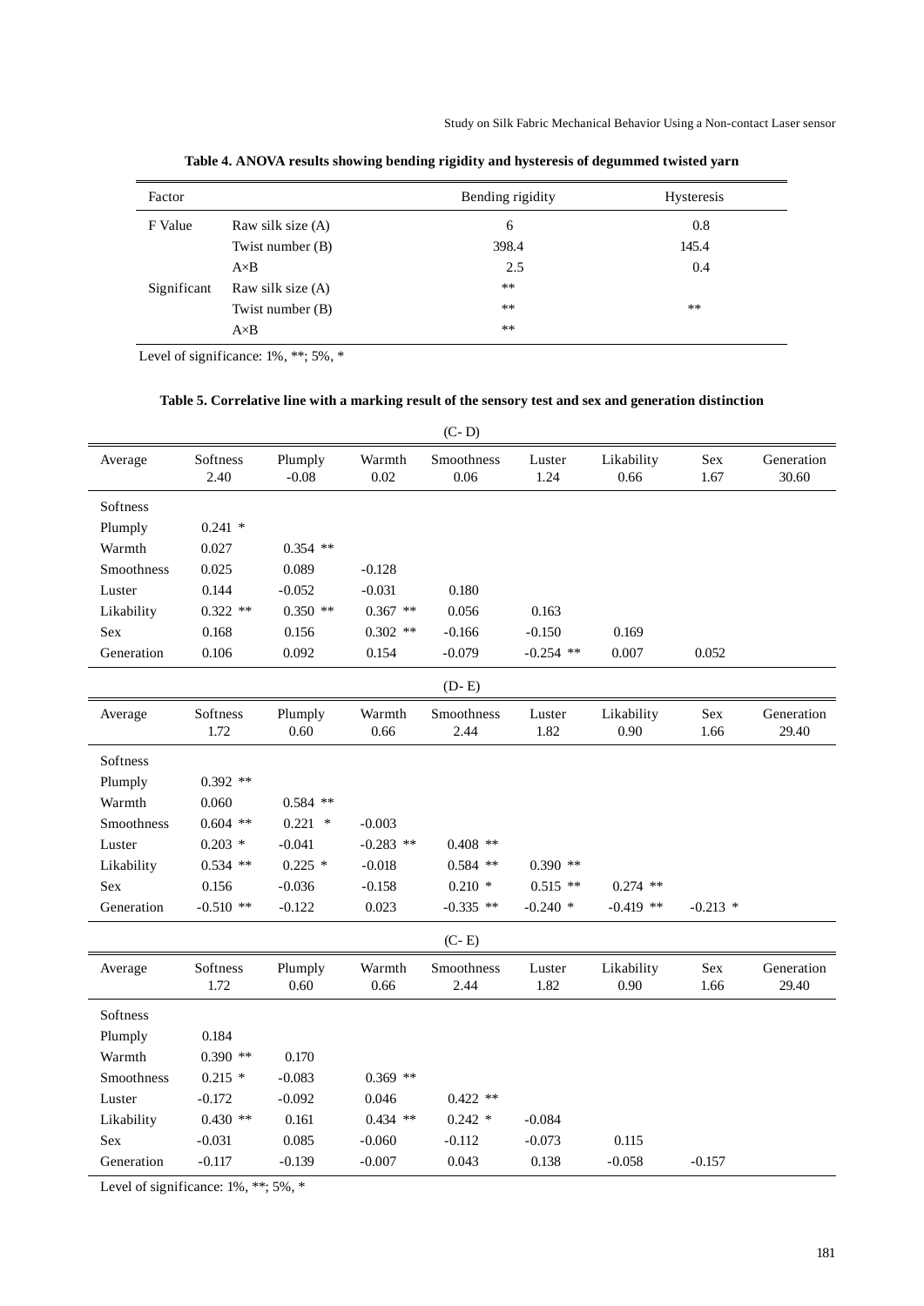**Table 4. ANOVA results showing bending rigidity and hysteresis of degummed twisted yarn**

| Factor | | Bending rigidity | Hysteresis |
|---|---|---|---|
| F Value | Raw silk size (A) | 6 | 0.8 |
| | Twist number (B) | 398.4 | 145.4 |
| | A×B | 2.5 | 0.4 |
| Significant | Raw silk size (A) | ** | |
| | Twist number (B) | ** | ** |
| | A×B | ** | |

Level of significance: 1%, **; 5%, *

**Table 5. Correlative line with a marking result of the sensory test and sex and generation distinction**

(C- D)

| Average | Softness 2.40 | Plumply -0.08 | Warmth 0.02 | Smoothness 0.06 | Luster 1.24 | Likability 0.66 | Sex 1.67 | Generation 30.60 |
|---|---|---|---|---|---|---|---|---|
| Softness | | | | | | | | |
| Plumply | 0.241 * | | | | | | | |
| Warmth | 0.027 | 0.354 ** | | | | | | |
| Smoothness | 0.025 | 0.089 | -0.128 | | | | | |
| Luster | 0.144 | -0.052 | -0.031 | 0.180 | | | | |
| Likability | 0.322 ** | 0.350 ** | 0.367 ** | 0.056 | 0.163 | | | |
| Sex | 0.168 | 0.156 | 0.302 ** | -0.166 | -0.150 | 0.169 | | |
| Generation | 0.106 | 0.092 | 0.154 | -0.079 | -0.254 ** | 0.007 | 0.052 | |

(D- E)

| Average | Softness 1.72 | Plumply 0.60 | Warmth 0.66 | Smoothness 2.44 | Luster 1.82 | Likability 0.90 | Sex 1.66 | Generation 29.40 |
|---|---|---|---|---|---|---|---|---|
| Softness | | | | | | | | |
| Plumply | 0.392 ** | | | | | | | |
| Warmth | 0.060 | 0.584 ** | | | | | | |
| Smoothness | 0.604 ** | 0.221 * | -0.003 | | | | | |
| Luster | 0.203 * | -0.041 | -0.283 ** | 0.408 ** | | | | |
| Likability | 0.534 ** | 0.225 * | -0.018 | 0.584 ** | 0.390 ** | | | |
| Sex | 0.156 | -0.036 | -0.158 | 0.210 * | 0.515 ** | 0.274 ** | | |
| Generation | -0.510 ** | -0.122 | 0.023 | -0.335 ** | -0.240 * | -0.419 ** | -0.213 * | |

(C- E)

| Average | Softness 1.72 | Plumply 0.60 | Warmth 0.66 | Smoothness 2.44 | Luster 1.82 | Likability 0.90 | Sex 1.66 | Generation 29.40 |
|---|---|---|---|---|---|---|---|---|
| Softness | | | | | | | | |
| Plumply | 0.184 | | | | | | | |
| Warmth | 0.390 ** | 0.170 | | | | | | |
| Smoothness | 0.215 * | -0.083 | 0.369 ** | | | | | |
| Luster | -0.172 | -0.092 | 0.046 | 0.422 ** | | | | |
| Likability | 0.430 ** | 0.161 | 0.434 ** | 0.242 * | -0.084 | | | |
| Sex | -0.031 | 0.085 | -0.060 | -0.112 | -0.073 | 0.115 | | |
| Generation | -0.117 | -0.139 | -0.007 | 0.043 | 0.138 | -0.058 | -0.157 | |

Level of significance: 1%, **; 5%, *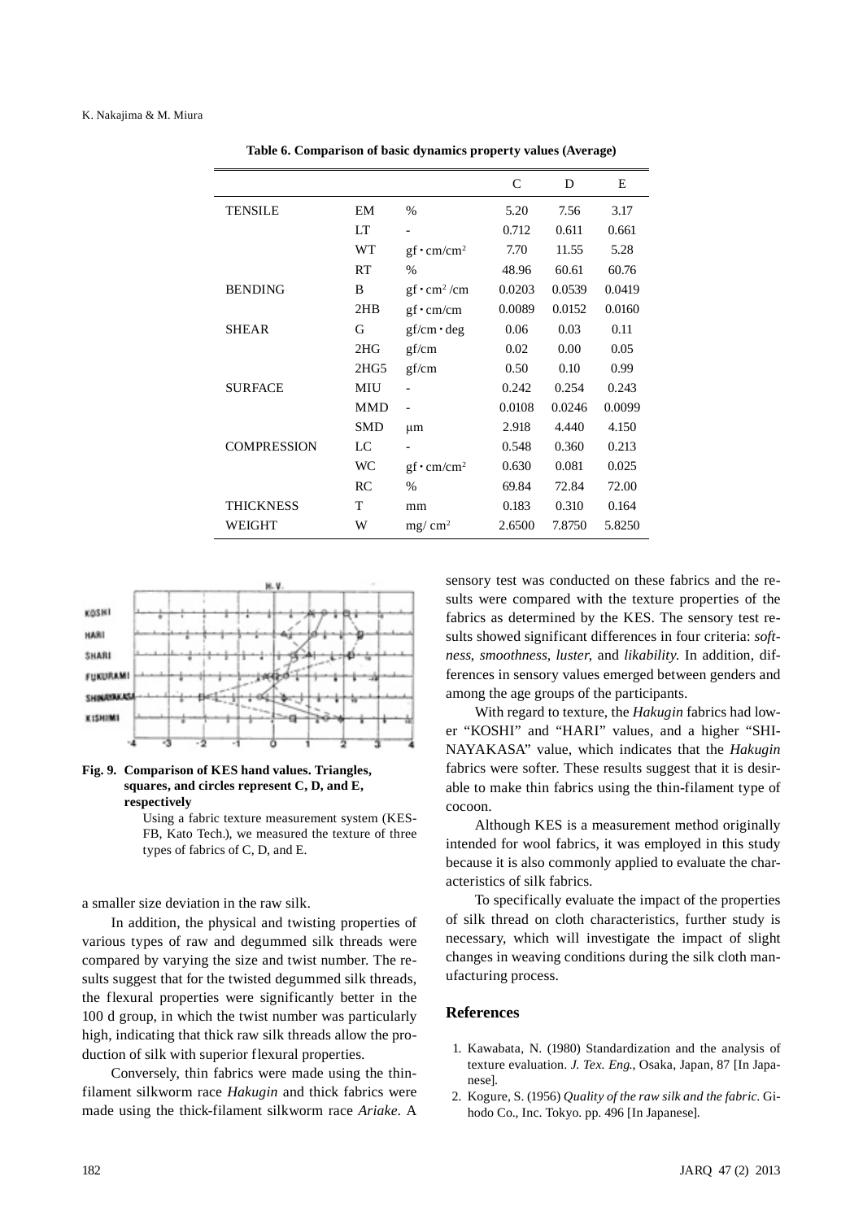**Table 6. Comparison of basic dynamics property values (Average)**

| | | | C | D | E |
|---|---|---|---|---|---|
| TENSILE | EM | % | 5.20 | 7.56 | 3.17 |
| | LT | - | 0.712 | 0.611 | 0.661 |
| | WT | gf・cm/cm² | 7.70 | 11.55 | 5.28 |
| | RT | % | 48.96 | 60.61 | 60.76 |
| BENDING | B | gf・cm² /cm | 0.0203 | 0.0539 | 0.0419 |
| | 2HB | gf・cm/cm | 0.0089 | 0.0152 | 0.0160 |
| SHEAR | G | gf/cm・deg | 0.06 | 0.03 | 0.11 |
| | 2HG | gf/cm | 0.02 | 0.00 | 0.05 |
| | 2HG5 | gf/cm | 0.50 | 0.10 | 0.99 |
| SURFACE | MIU | - | 0.242 | 0.254 | 0.243 |
| | MMD | - | 0.0108 | 0.0246 | 0.0099 |
| | SMD | μm | 2.918 | 4.440 | 4.150 |
| COMPRESSION | LC | - | 0.548 | 0.360 | 0.213 |
| | WC | gf・cm/cm² | 0.630 | 0.081 | 0.025 |
| | RC | % | 69.84 | 72.84 | 72.00 |
| THICKNESS | T | mm | 0.183 | 0.310 | 0.164 |
| WEIGHT | W | mg/ cm² | 2.6500 | 7.8750 | 5.8250 |

**Fig. 9. Comparison of KES hand values. Triangles, squares, and circles represent C, D, and E, respectively**

Using a fabric texture measurement system (KES-FB, Kato Tech.), we measured the texture of three types of fabrics of C, D, and E.

a smaller size deviation in the raw silk.

In addition, the physical and twisting properties of various types of raw and degummed silk threads were compared by varying the size and twist number. The results suggest that for the twisted degummed silk threads, the flexural properties were significantly better in the 100 d group, in which the twist number was particularly high, indicating that thick raw silk threads allow the production of silk with superior flexural properties.

Conversely, thin fabrics were made using the thin-filament silkworm race *Hakugin* and thick fabrics were made using the thick-filament silkworm race *Ariake*. A sensory test was conducted on these fabrics and the results were compared with the texture properties of the fabrics as determined by the KES. The sensory test results showed significant differences in four criteria: *softness*, *smoothness*, *luster*, and *likability*. In addition, differences in sensory values emerged between genders and among the age groups of the participants.

With regard to texture, the *Hakugin* fabrics had lower "KOSHI" and "HARI" values, and a higher "SHINAYAKASA" value, which indicates that the *Hakugin* fabrics were softer. These results suggest that it is desirable to make thin fabrics using the thin-filament type of cocoon.

Although KES is a measurement method originally intended for wool fabrics, it was employed in this study because it is also commonly applied to evaluate the characteristics of silk fabrics.

To specifically evaluate the impact of the properties of silk thread on cloth characteristics, further study is necessary, which will investigate the impact of slight changes in weaving conditions during the silk cloth manufacturing process.

## References

1. Kawabata, N. (1980) Standardization and the analysis of texture evaluation. *J. Tex. Eng.*, Osaka, Japan, 87 [In Japanese].
2. Kogure, S. (1956) *Quality of the raw silk and the fabric*. Gihodo Co., Inc. Tokyo. pp. 496 [In Japanese].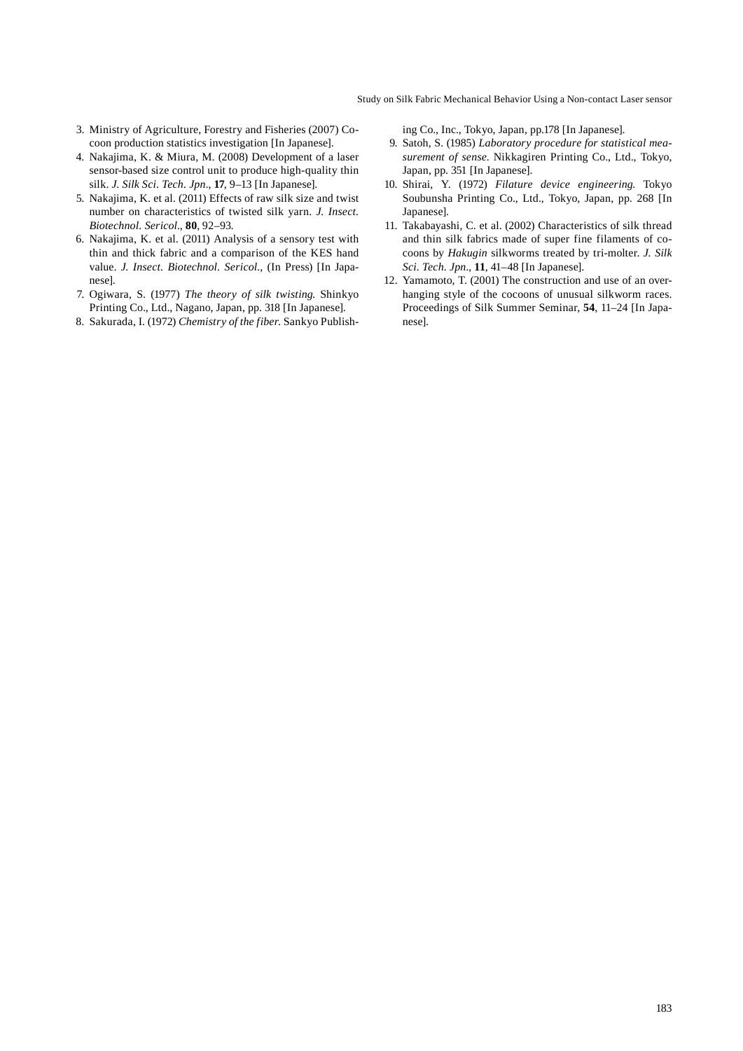3. Ministry of Agriculture, Forestry and Fisheries (2007) Cocoon production statistics investigation [In Japanese].
4. Nakajima, K. & Miura, M. (2008) Development of a laser sensor-based size control unit to produce high-quality thin silk. *J. Silk Sci. Tech. Jpn.*, **17**, 9–13 [In Japanese].
5. Nakajima, K. et al. (2011) Effects of raw silk size and twist number on characteristics of twisted silk yarn. *J. Insect. Biotechnol. Sericol.*, **80**, 92–93.
6. Nakajima, K. et al. (2011) Analysis of a sensory test with thin and thick fabric and a comparison of the KES hand value. *J. Insect. Biotechnol. Sericol.*, (In Press) [In Japanese].
7. Ogiwara, S. (1977) *The theory of silk twisting.* Shinkyo Printing Co., Ltd., Nagano, Japan, pp. 318 [In Japanese].
8. Sakurada, I. (1972) *Chemistry of the fiber.* Sankyo Publishing Co., Inc., Tokyo, Japan, pp.178 [In Japanese].
9. Satoh, S. (1985) *Laboratory procedure for statistical measurement of sense.* Nikkagiren Printing Co., Ltd., Tokyo, Japan, pp. 351 [In Japanese].
10. Shirai, Y. (1972) *Filature device engineering.* Tokyo Soubunsha Printing Co., Ltd., Tokyo, Japan, pp. 268 [In Japanese].
11. Takabayashi, C. et al. (2002) Characteristics of silk thread and thin silk fabrics made of super fine filaments of cocoons by *Hakugin* silkworms treated by tri-molter. *J. Silk Sci. Tech. Jpn.*, **11**, 41–48 [In Japanese].
12. Yamamoto, T. (2001) The construction and use of an overhanging style of the cocoons of unusual silkworm races. Proceedings of Silk Summer Seminar, **54**, 11–24 [In Japanese].